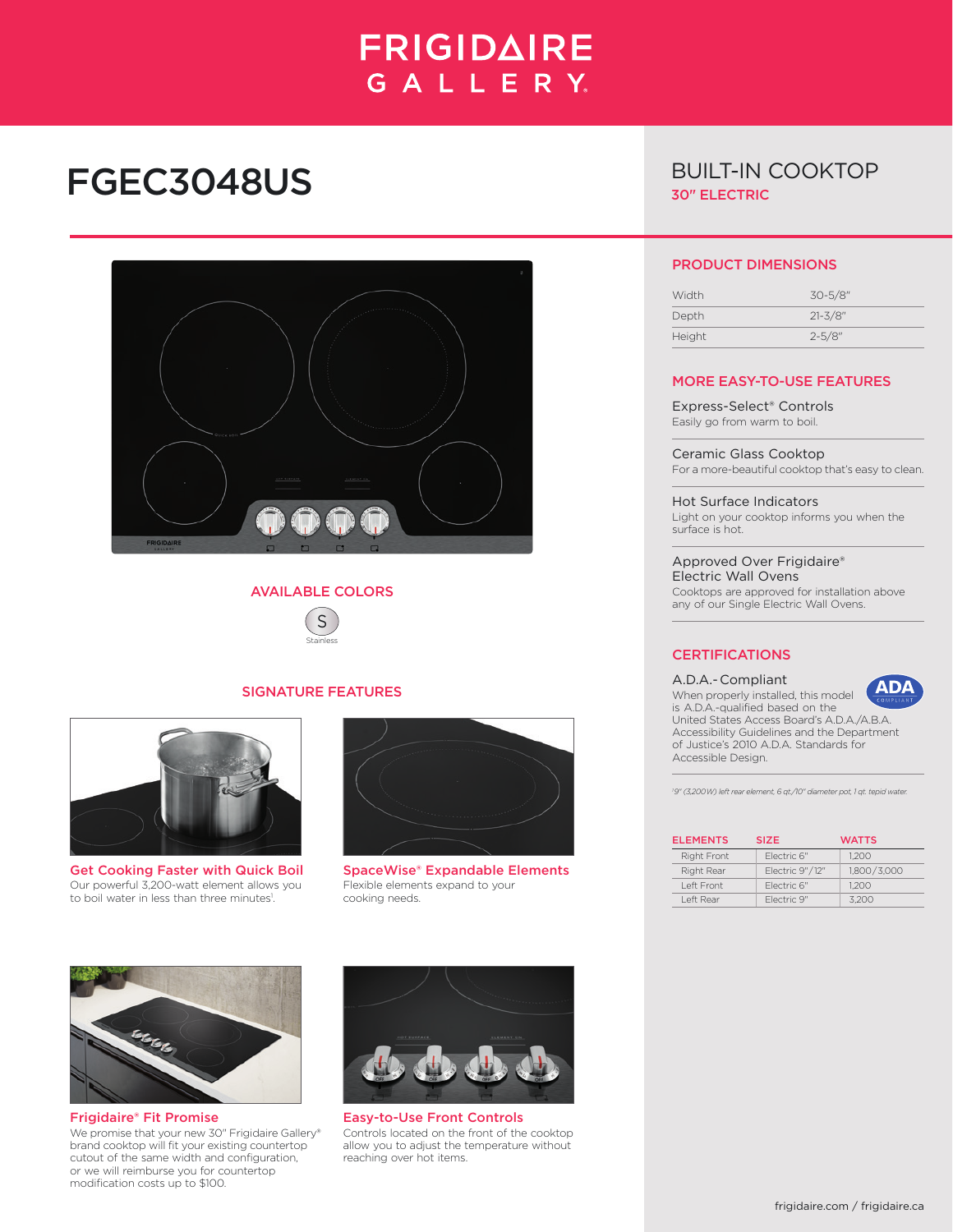# FRIGIDAIRE GALLERY

# FGEC3048US

## BUILT-IN COOKTOP

**30" ELECTRIC**

### AVAILABLE COLORS

S — Stainless

### SIGNATURE FEATURES

**Get Cooking Faster with Quick Boil**
Our powerful 3,200-watt element allows you to boil water in less than three minutes[1].

**SpaceWise® Expandable Elements**
Flexible elements expand to your cooking needs.

**Frigidaire® Fit Promise**
We promise that your new 30" Frigidaire Gallery® brand cooktop will fit your existing countertop cutout of the same width and configuration, or we will reimburse you for countertop modification costs up to $100.

**Easy-to-Use Front Controls**
Controls located on the front of the cooktop allow you to adjust the temperature without reaching over hot items.

### PRODUCT DIMENSIONS

| | |
|---|---|
| Width | 30-5/8" |
| Depth | 21-3/8" |
| Height | 2-5/8" |

### MORE EASY-TO-USE FEATURES

**Express-Select® Controls**
Easily go from warm to boil.

**Ceramic Glass Cooktop**
For a more-beautiful cooktop that's easy to clean.

**Hot Surface Indicators**
Light on your cooktop informs you when the surface is hot.

**Approved Over Frigidaire® Electric Wall Ovens**
Cooktops are approved for installation above any of our Single Electric Wall Ovens.

### CERTIFICATIONS

**A.D.A.-Compliant**
When properly installed, this model is A.D.A.-qualified based on the United States Access Board's A.D.A./A.B.A. Accessibility Guidelines and the Department of Justice's 2010 A.D.A. Standards for Accessible Design.

*[1] 9" (3,200W) left rear element, 6 qt./10" diameter pot, 1 qt. tepid water.*

| ELEMENTS | SIZE | WATTS |
|---|---|---|
| Right Front | Electric 6" | 1,200 |
| Right Rear | Electric 9"/12" | 1,800/3,000 |
| Left Front | Electric 6" | 1,200 |
| Left Rear | Electric 9" | 3,200 |

frigidaire.com / frigidaire.ca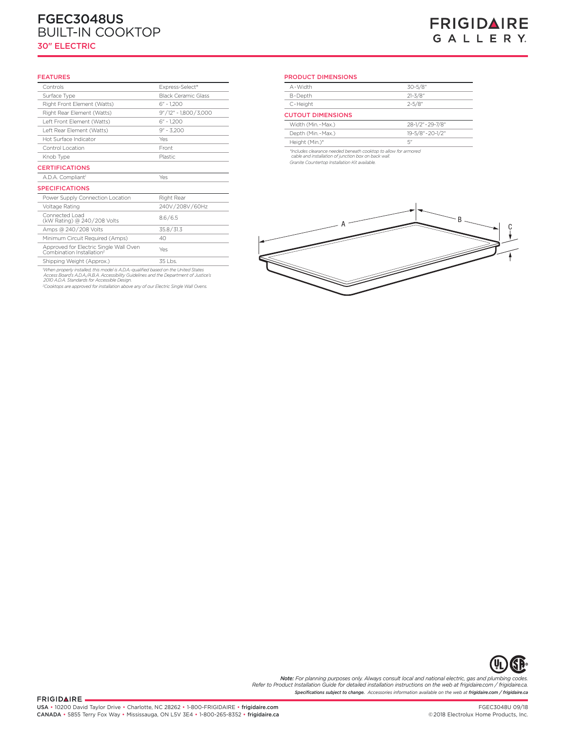# FGEC3048US
## BUILT-IN COOKTOP
### 30″ ELECTRIC

FRIGIDAIRE GALLERY.

## FEATURES

| | |
|---|---|
| Controls | Express-Select® |
| Surface Type | Black Ceramic Glass |
| Right Front Element (Watts) | 6" - 1,200 |
| Right Rear Element (Watts) | 9"/12" - 1,800/3,000 |
| Left Front Element (Watts) | 6" - 1,200 |
| Left Rear Element (Watts) | 9" - 3,200 |
| Hot Surface Indicator | Yes |
| Control Location | Front |
| Knob Type | Plastic |

## CERTIFICATIONS

| | |
|---|---|
| A.D.A. Compliant[1] | Yes |

## SPECIFICATIONS

| | |
|---|---|
| Power Supply Connection Location | Right Rear |
| Voltage Rating | 240V/208V/60Hz |
| Connected Load (kW Rating) @ 240/208 Volts | 8.6/6.5 |
| Amps @ 240/208 Volts | 35.8/31.3 |
| Minimum Circuit Required (Amps) | 40 |
| Approved for Electric Single Wall Oven Combination Installation[2] | Yes |
| Shipping Weight (Approx.) | 35 Lbs. |

*[1]When properly installed, this model is A.D.A.-qualified based on the United States Access Board's A.D.A./A.B.A. Accessibility Guidelines and the Department of Justice's 2010 A.D.A. Standards for Accessible Design.*

*[2]Cooktops are approved for installation above any of our Electric Single Wall Ovens.*

## PRODUCT DIMENSIONS

| | |
|---|---|
| A-Width | 30-5/8" |
| B-Depth | 21-3/8" |
| C-Height | 2-5/8" |

## CUTOUT DIMENSIONS

| | |
|---|---|
| Width (Min.-Max.) | 28-1/2"-29-7/8" |
| Depth (Min.-Max.) | 19-5/8"-20-1/2" |
| Height (Min.)* | 5" |

*\*Includes clearance needed beneath cooktop to allow for armored cable and installation of junction box on back wall.*

*Granite Countertop Installation Kit available.*

***Note:** For planning purposes only. Always consult local and national electric, gas and plumbing codes. Refer to Product Installation Guide for detailed installation instructions on the web at frigidaire.com / frigidaire.ca.*

***Specifications subject to change.** Accessories information available on the web at **frigidaire.com / frigidaire.ca***

FRIGIDAIRE

USA • 10200 David Taylor Drive • Charlotte, NC 28262 • 1-800-FRIGIDAIRE • **frigidaire.com**
CANADA • 5855 Terry Fox Way • Mississauga, ON L5V 3E4 • 1-800-265-8352 • **frigidaire.ca**

FGEC3048U 09/18
©2018 Electrolux Home Products, Inc.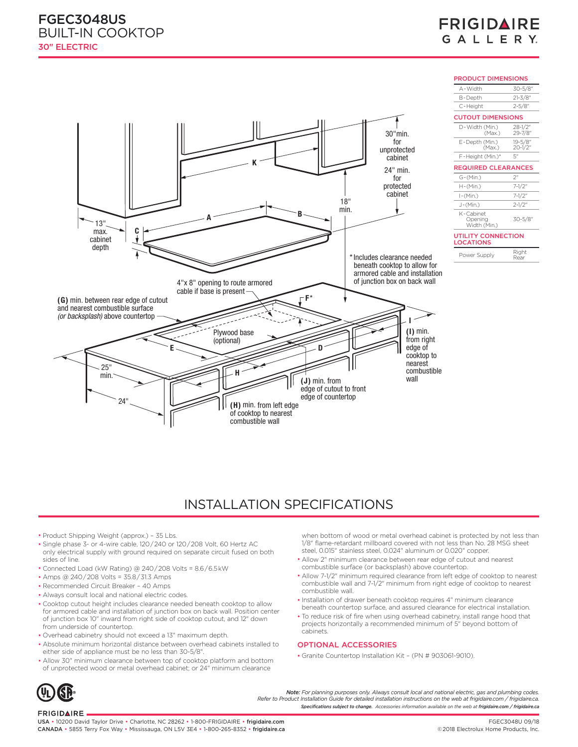# FGEC3048US
## BUILT-IN COOKTOP
### 30" ELECTRIC

FRIGIDAIRE GALLERY

13" max. cabinet depth

C

A

B

K

30" min. for unprotected cabinet

24" min. for protected cabinet

18" min.

*Includes clearance needed beneath cooktop to allow for armored cable and installation of junction box on back wall

4"x 8" opening to route armored cable if base is present

F*

**(G)** min. between rear edge of cutout and nearest combustible surface *(or backsplash)* above countertop

Plywood base (optional)

E

D

I

**(I)** min. from right edge of cooktop to nearest combustible wall

25" min.

24"

H

**(J)** min. from edge of cutout to front edge of countertop

**(H)** min. from left edge of cooktop to nearest combustible wall

#### PRODUCT DIMENSIONS

| | |
|---|---|
| A - Width | 30-5/8" |
| B - Depth | 21-3/8" |
| C - Height | 2-5/8" |

#### CUTOUT DIMENSIONS

| | |
|---|---|
| D - Width (Min.) (Max.) | 28-1/2" 29-7/8" |
| E - Depth (Min.) (Max.) | 19-5/8" 20-1/2" |
| F - Height (Min.)* | 5" |

#### REQUIRED CLEARANCES

| | |
|---|---|
| G - (Min.) | 2" |
| H - (Min.) | 7-1/2" |
| I - (Min.) | 7-1/2" |
| J - (Min.) | 2-1/2" |
| K - Cabinet Opening Width (Min.) | 30-5/8" |

#### UTILITY CONNECTION LOCATIONS

| | |
|---|---|
| Power Supply | Right Rear |

## INSTALLATION SPECIFICATIONS

- Product Shipping Weight (approx.) – 35 Lbs.
- Single phase 3- or 4-wire cable, 120/240 or 120/208 Volt, 60 Hertz AC only electrical supply with ground required on separate circuit fused on both sides of line.
- Connected Load (kW Rating) @ 240/208 Volts = 8.6/6.5kW
- Amps @ 240/208 Volts = 35.8/31.3 Amps
- Recommended Circuit Breaker – 40 Amps
- Always consult local and national electric codes.
- Cooktop cutout height includes clearance needed beneath cooktop to allow for armored cable and installation of junction box on back wall. Position center of junction box 10" inward from right side of cooktop cutout, and 12" down from underside of countertop.
- Overhead cabinetry should not exceed a 13" maximum depth.
- Absolute minimum horizontal distance between overhead cabinets installed to either side of appliance must be no less than 30-5/8".
- Allow 30" minimum clearance between top of cooktop platform and bottom of unprotected wood or metal overhead cabinet; or 24" minimum clearance when bottom of wood or metal overhead cabinet is protected by not less than 1/8" flame-retardant millboard covered with not less than No. 28 MSG sheet steel, 0.015" stainless steel, 0.024" aluminum or 0.020" copper.
- Allow 2" minimum clearance between rear edge of cutout and nearest combustible surface (or backsplash) above countertop.
- Allow 7-1/2" minimum required clearance from left edge of cooktop to nearest combustible wall and 7-1/2" minimum from right edge of cooktop to nearest combustible wall.
- Installation of drawer beneath cooktop requires 4" minimum clearance beneath countertop surface, and assured clearance for electrical installation.
- To reduce risk of fire when using overhead cabinetry, install range hood that projects horizontally a recommended minimum of 5" beyond bottom of cabinets.

### OPTIONAL ACCESSORIES

- Granite Countertop Installation Kit – (PN # 903061-9010).

***Note:** For planning purposes only. Always consult local and national electric, gas and plumbing codes. Refer to Product Installation Guide for detailed installation instructions on the web at frigidaire.com / frigidaire.ca.*

***Specifications subject to change.** Accessories information available on the web at **frigidaire.com / frigidaire.ca***

FRIGIDAIRE

USA • 10200 David Taylor Drive • Charlotte, NC 28262 • 1-800-FRIGIDAIRE • **frigidaire.com**
CANADA • 5855 Terry Fox Way • Mississauga, ON L5V 3E4 • 1-800-265-8352 • **frigidaire.ca**

FGEC3048U 09/18
©2018 Electrolux Home Products, Inc.